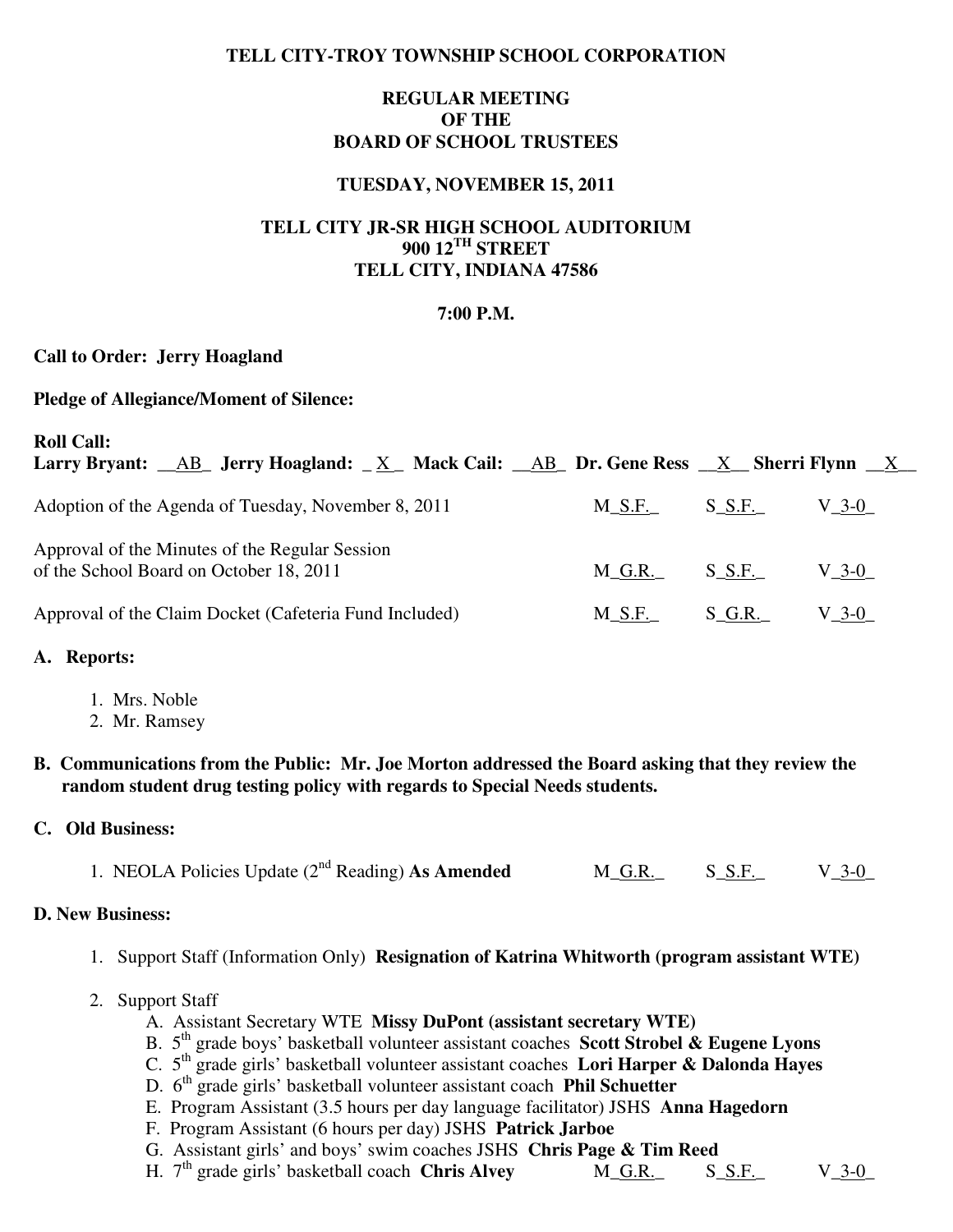**TELL CITY-TROY TOWNSHIP SCHOOL CORPORATION**

**REGULAR MEETING**
**OF THE**
**BOARD OF SCHOOL TRUSTEES**

**TUESDAY, NOVEMBER 15, 2011**

**TELL CITY JR-SR HIGH SCHOOL AUDITORIUM**
**900 12TH STREET**
**TELL CITY, INDIANA 47586**

**7:00 P.M.**

**Call to Order: Jerry Hoagland**

**Pledge of Allegiance/Moment of Silence:**

**Roll Call:**
**Larry Bryant: __AB_ Jerry Hoagland: _ X _ Mack Cail: __AB_ Dr. Gene Ress __X__ Sherri Flynn __X__**

Adoption of the Agenda of Tuesday, November 8, 2011 — M_S.F._ S_S.F._ V_3-0_

Approval of the Minutes of the Regular Session of the School Board on October 18, 2011 — M_G.R._ S_S.F._ V_3-0_

Approval of the Claim Docket (Cafeteria Fund Included) — M_S.F._ S_G.R._ V_3-0_

**A. Reports:**

1. Mrs. Noble
2. Mr. Ramsey

**B. Communications from the Public: Mr. Joe Morton addressed the Board asking that they review the random student drug testing policy with regards to Special Needs students.**

**C. Old Business:**

1. NEOLA Policies Update (2nd Reading) **As Amended** — M_G.R._ S_S.F._ V_3-0_

**D. New Business:**

1. Support Staff (Information Only) **Resignation of Katrina Whitworth (program assistant WTE)**

2. Support Staff
   A. Assistant Secretary WTE **Missy DuPont (assistant secretary WTE)**
   B. 5th grade boys' basketball volunteer assistant coaches **Scott Strobel & Eugene Lyons**
   C. 5th grade girls' basketball volunteer assistant coaches **Lori Harper & Dalonda Hayes**
   D. 6th grade girls' basketball volunteer assistant coach **Phil Schuetter**
   E. Program Assistant (3.5 hours per day language facilitator) JSHS **Anna Hagedorn**
   F. Program Assistant (6 hours per day) JSHS **Patrick Jarboe**
   G. Assistant girls' and boys' swim coaches JSHS **Chris Page & Tim Reed**
   H. 7th grade girls' basketball coach **Chris Alvey** — M_G.R._ S_S.F._ V_3-0_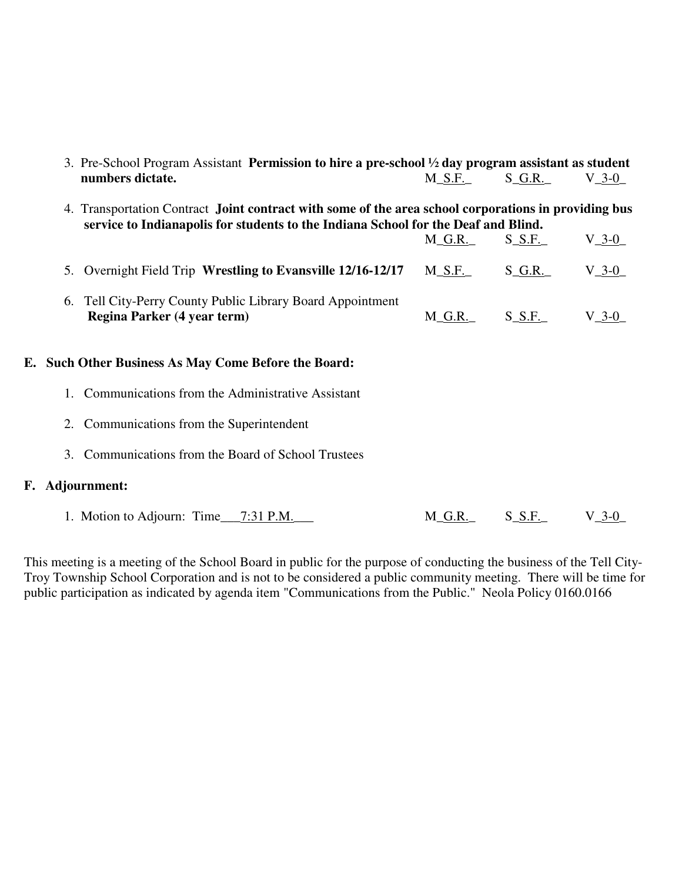3. Pre-School Program Assistant **Permission to hire a pre-school ½ day program assistant as student numbers dictate.** M_S.F._ S_G.R._ V_3-0_

4. Transportation Contract **Joint contract with some of the area school corporations in providing bus service to Indianapolis for students to the Indiana School for the Deaf and Blind.** M_G.R._ S_S.F._ V_3-0_

5. Overnight Field Trip **Wrestling to Evansville 12/16-12/17** M_S.F._ S_G.R._ V_3-0_

6. Tell City-Perry County Public Library Board Appointment **Regina Parker (4 year term)** M_G.R._ S_S.F._ V_3-0_

**E. Such Other Business As May Come Before the Board:**

1. Communications from the Administrative Assistant

2. Communications from the Superintendent

3. Communications from the Board of School Trustees

**F. Adjournment:**

1. Motion to Adjourn: Time___7:31 P.M.___ M_G.R._ S_S.F._ V_3-0_

This meeting is a meeting of the School Board in public for the purpose of conducting the business of the Tell City-Troy Township School Corporation and is not to be considered a public community meeting. There will be time for public participation as indicated by agenda item "Communications from the Public." Neola Policy 0160.0166